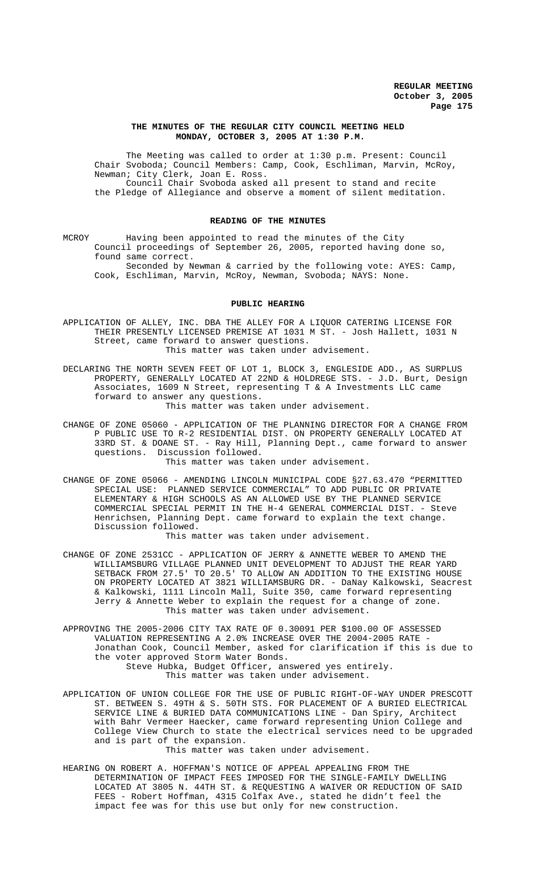# THE MINUTES OF THE REGULAR CITY COUNCIL MEETING HELD MONDAY, OCTOBER 3, 2005 AT 1:30 P.M.

The Meeting was called to order at 1:30 p.m. Present: Council Chair Svoboda; Council Members: Camp, Cook, Eschliman, Marvin, McRoy, Newman; City Clerk, Joan E. Ross.

Council Chair Svoboda asked all present to stand and recite the Pledge of Allegiance and observe a moment of silent meditation.

## READING OF THE MINUTES

MCROY Having been appointed to read the minutes of the City Council proceedings of September 26, 2005, reported having done so, found same correct.

Seconded by Newman & carried by the following vote: AYES: Camp, Cook, Eschliman, Marvin, McRoy, Newman, Svoboda; NAYS: None.

## PUBLIC HEARING

APPLICATION OF ALLEY, INC. DBA THE ALLEY FOR A LIQUOR CATERING LICENSE FOR THEIR PRESENTLY LICENSED PREMISE AT 1031 M ST. - Josh Hallett, 1031 N Street, came forward to answer questions.

This matter was taken under advisement.

DECLARING THE NORTH SEVEN FEET OF LOT 1, BLOCK 3, ENGLESIDE ADD., AS SURPLUS PROPERTY, GENERALLY LOCATED AT 22ND & HOLDREGE STS. - J.D. Burt, Design Associates, 1609 N Street, representing T & A Investments LLC came forward to answer any questions.

This matter was taken under advisement.

CHANGE OF ZONE 05060 - APPLICATION OF THE PLANNING DIRECTOR FOR A CHANGE FROM P PUBLIC USE TO R-2 RESIDENTIAL DIST. ON PROPERTY GENERALLY LOCATED AT 33RD ST. & DOANE ST. - Ray Hill, Planning Dept., came forward to answer questions. Discussion followed.

This matter was taken under advisement.

CHANGE OF ZONE 05066 - AMENDING LINCOLN MUNICIPAL CODE §27.63.470 "PERMITTED SPECIAL USE: PLANNED SERVICE COMMERCIAL" TO ADD PUBLIC OR PRIVATE ELEMENTARY & HIGH SCHOOLS AS AN ALLOWED USE BY THE PLANNED SERVICE COMMERCIAL SPECIAL PERMIT IN THE H-4 GENERAL COMMERCIAL DIST. - Steve Henrichsen, Planning Dept. came forward to explain the text change. Discussion followed.

This matter was taken under advisement.

CHANGE OF ZONE 2531CC - APPLICATION OF JERRY & ANNETTE WEBER TO AMEND THE WILLIAMSBURG VILLAGE PLANNED UNIT DEVELOPMENT TO ADJUST THE REAR YARD SETBACK FROM 27.5' TO 20.5' TO ALLOW AN ADDITION TO THE EXISTING HOUSE ON PROPERTY LOCATED AT 3821 WILLIAMSBURG DR. - DaNay Kalkowski, Seacrest & Kalkowski, 1111 Lincoln Mall, Suite 350, came forward representing Jerry & Annette Weber to explain the request for a change of zone.

This matter was taken under advisement.

APPROVING THE 2005-2006 CITY TAX RATE OF 0.30091 PER $100.00 OF ASSESSED VALUATION REPRESENTING A 2.0% INCREASE OVER THE 2004-2005 RATE - Jonathan Cook, Council Member, asked for clarification if this is due to the voter approved Storm Water Bonds.

Steve Hubka, Budget Officer, answered yes entirely.

This matter was taken under advisement.

APPLICATION OF UNION COLLEGE FOR THE USE OF PUBLIC RIGHT-OF-WAY UNDER PRESCOTT ST. BETWEEN S. 49TH & S. 50TH STS. FOR PLACEMENT OF A BURIED ELECTRICAL SERVICE LINE & BURIED DATA COMMUNICATIONS LINE - Dan Spiry, Architect with Bahr Vermeer Haecker, came forward representing Union College and College View Church to state the electrical services need to be upgraded and is part of the expansion.

This matter was taken under advisement.

HEARING ON ROBERT A. HOFFMAN'S NOTICE OF APPEAL APPEALING FROM THE DETERMINATION OF IMPACT FEES IMPOSED FOR THE SINGLE-FAMILY DWELLING LOCATED AT 3805 N. 44TH ST. & REQUESTING A WAIVER OR REDUCTION OF SAID FEES - Robert Hoffman, 4315 Colfax Ave., stated he didn't feel the impact fee was for this use but only for new construction.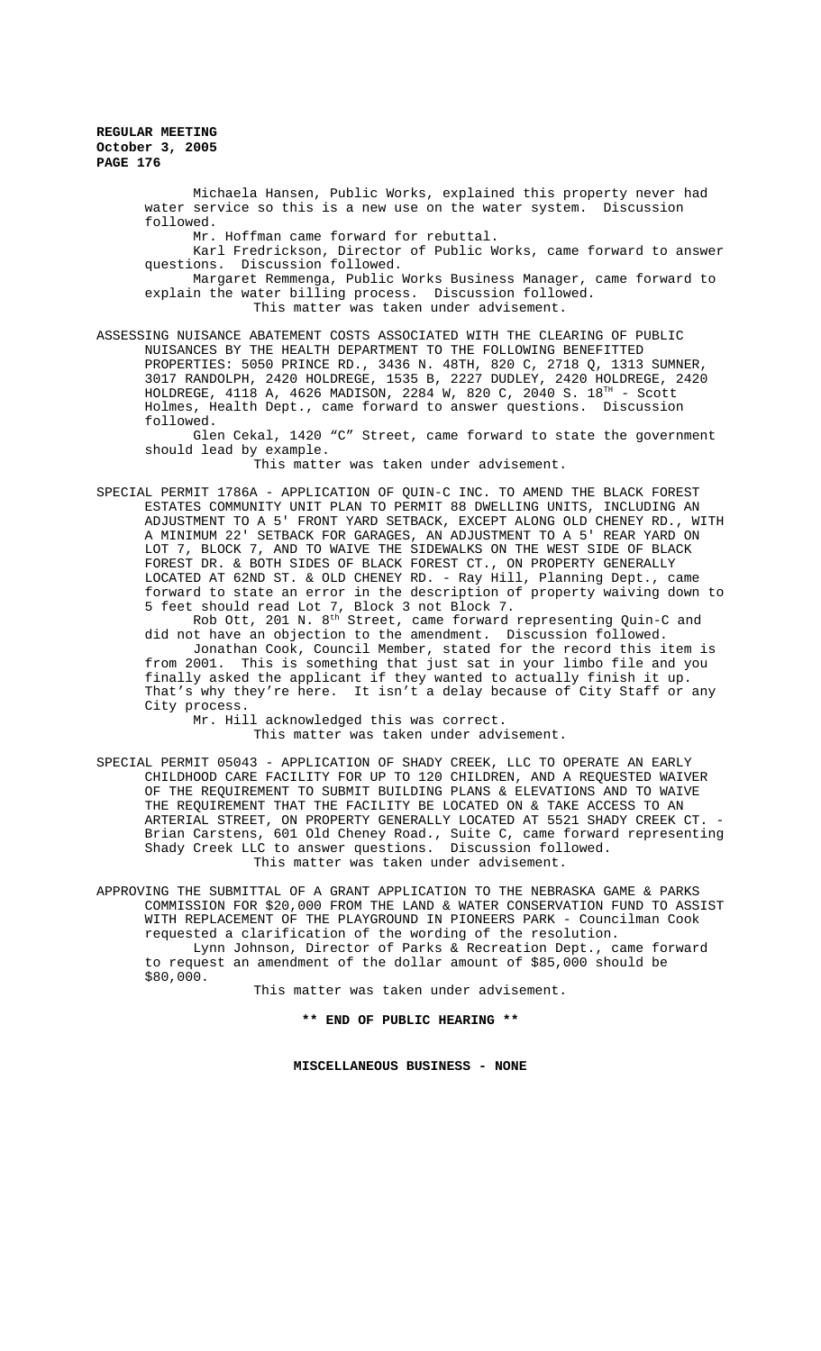Michaela Hansen, Public Works, explained this property never had water service so this is a new use on the water system. Discussion followed.

Mr. Hoffman came forward for rebuttal.

Karl Fredrickson, Director of Public Works, came forward to answer questions. Discussion followed.

Margaret Remmenga, Public Works Business Manager, came forward to explain the water billing process. Discussion followed.

This matter was taken under advisement.

ASSESSING NUISANCE ABATEMENT COSTS ASSOCIATED WITH THE CLEARING OF PUBLIC NUISANCES BY THE HEALTH DEPARTMENT TO THE FOLLOWING BENEFITTED PROPERTIES: 5050 PRINCE RD., 3436 N. 48TH, 820 C, 2718 Q, 1313 SUMNER, 3017 RANDOLPH, 2420 HOLDREGE, 1535 B, 2227 DUDLEY, 2420 HOLDREGE, 2420 HOLDREGE, 4118 A, 4626 MADISON, 2284 W, 820 C, 2040 S. 18TH - Scott Holmes, Health Dept., came forward to answer questions. Discussion followed.

Glen Cekal, 1420 "C" Street, came forward to state the government should lead by example.

This matter was taken under advisement.

SPECIAL PERMIT 1786A - APPLICATION OF QUIN-C INC. TO AMEND THE BLACK FOREST ESTATES COMMUNITY UNIT PLAN TO PERMIT 88 DWELLING UNITS, INCLUDING AN ADJUSTMENT TO A 5' FRONT YARD SETBACK, EXCEPT ALONG OLD CHENEY RD., WITH A MINIMUM 22' SETBACK FOR GARAGES, AN ADJUSTMENT TO A 5' REAR YARD ON LOT 7, BLOCK 7, AND TO WAIVE THE SIDEWALKS ON THE WEST SIDE OF BLACK FOREST DR. & BOTH SIDES OF BLACK FOREST CT., ON PROPERTY GENERALLY LOCATED AT 62ND ST. & OLD CHENEY RD. - Ray Hill, Planning Dept., came forward to state an error in the description of property waiving down to 5 feet should read Lot 7, Block 3 not Block 7.

Rob Ott, 201 N. 8th Street, came forward representing Quin-C and did not have an objection to the amendment. Discussion followed.

Jonathan Cook, Council Member, stated for the record this item is from 2001. This is something that just sat in your limbo file and you finally asked the applicant if they wanted to actually finish it up. That's why they're here. It isn't a delay because of City Staff or any City process.

Mr. Hill acknowledged this was correct.

This matter was taken under advisement.

SPECIAL PERMIT 05043 - APPLICATION OF SHADY CREEK, LLC TO OPERATE AN EARLY CHILDHOOD CARE FACILITY FOR UP TO 120 CHILDREN, AND A REQUESTED WAIVER OF THE REQUIREMENT TO SUBMIT BUILDING PLANS & ELEVATIONS AND TO WAIVE THE REQUIREMENT THAT THE FACILITY BE LOCATED ON & TAKE ACCESS TO AN ARTERIAL STREET, ON PROPERTY GENERALLY LOCATED AT 5521 SHADY CREEK CT. - Brian Carstens, 601 Old Cheney Road., Suite C, came forward representing Shady Creek LLC to answer questions. Discussion followed.

This matter was taken under advisement.

APPROVING THE SUBMITTAL OF A GRANT APPLICATION TO THE NEBRASKA GAME & PARKS COMMISSION FOR $20,000 FROM THE LAND & WATER CONSERVATION FUND TO ASSIST WITH REPLACEMENT OF THE PLAYGROUND IN PIONEERS PARK - Councilman Cook requested a clarification of the wording of the resolution.

Lynn Johnson, Director of Parks & Recreation Dept., came forward to request an amendment of the dollar amount of $85,000 should be $80,000.

This matter was taken under advisement.

**\*\* END OF PUBLIC HEARING \*\***

**MISCELLANEOUS BUSINESS - NONE**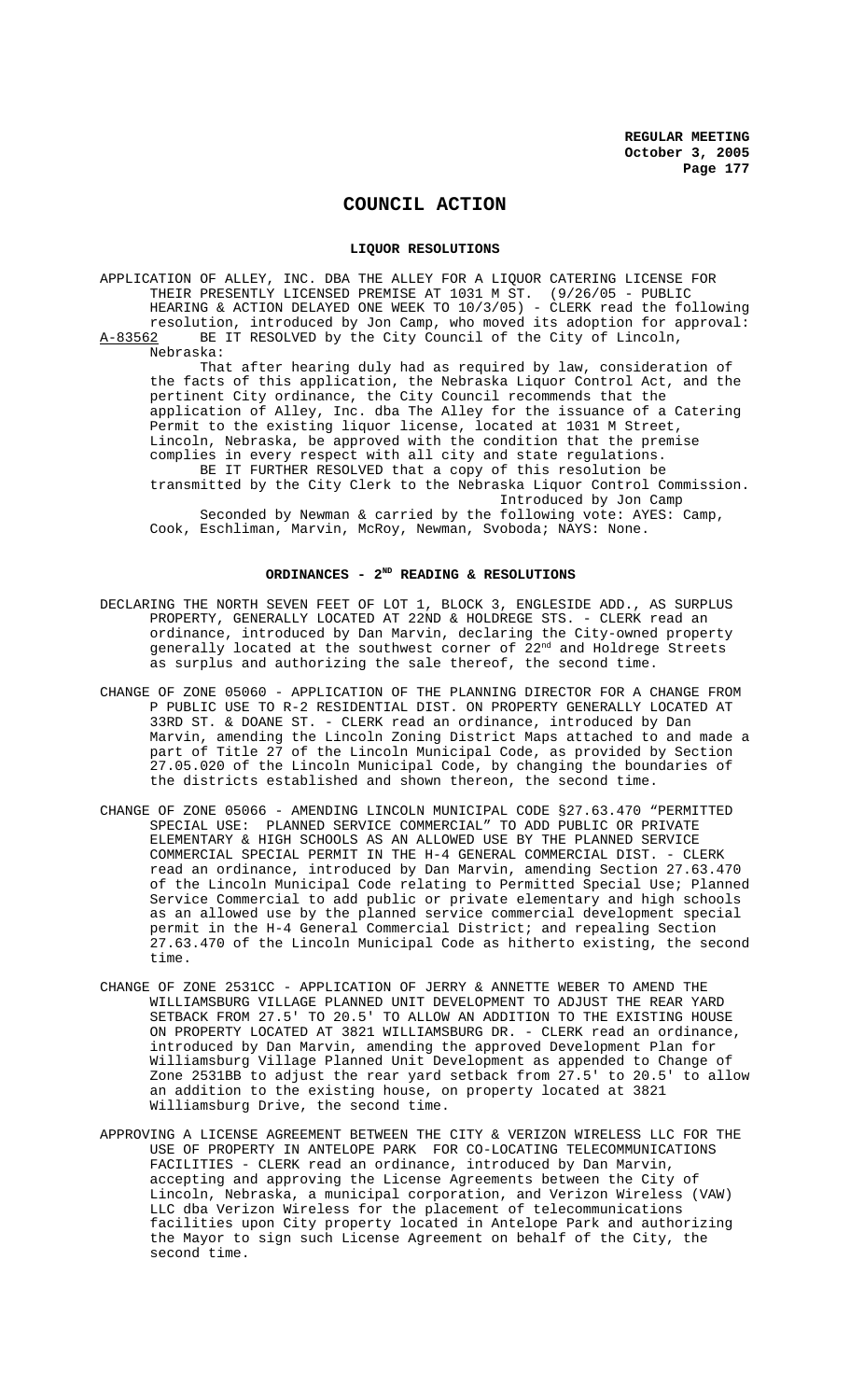# COUNCIL ACTION

## LIQUOR RESOLUTIONS

APPLICATION OF ALLEY, INC. DBA THE ALLEY FOR A LIQUOR CATERING LICENSE FOR THEIR PRESENTLY LICENSED PREMISE AT 1031 M ST. (9/26/05 - PUBLIC HEARING & ACTION DELAYED ONE WEEK TO 10/3/05) - CLERK read the following resolution, introduced by Jon Camp, who moved its adoption for approval:

A-83562 BE IT RESOLVED by the City Council of the City of Lincoln, Nebraska:

That after hearing duly had as required by law, consideration of the facts of this application, the Nebraska Liquor Control Act, and the pertinent City ordinance, the City Council recommends that the application of Alley, Inc. dba The Alley for the issuance of a Catering Permit to the existing liquor license, located at 1031 M Street, Lincoln, Nebraska, be approved with the condition that the premise complies in every respect with all city and state regulations.

BE IT FURTHER RESOLVED that a copy of this resolution be transmitted by the City Clerk to the Nebraska Liquor Control Commission.

Introduced by Jon Camp

Seconded by Newman & carried by the following vote: AYES: Camp, Cook, Eschliman, Marvin, McRoy, Newman, Svoboda; NAYS: None.

## ORDINANCES - 2ND READING & RESOLUTIONS

DECLARING THE NORTH SEVEN FEET OF LOT 1, BLOCK 3, ENGLESIDE ADD., AS SURPLUS PROPERTY, GENERALLY LOCATED AT 22ND & HOLDREGE STS. - CLERK read an ordinance, introduced by Dan Marvin, declaring the City-owned property generally located at the southwest corner of 22nd and Holdrege Streets as surplus and authorizing the sale thereof, the second time.

CHANGE OF ZONE 05060 - APPLICATION OF THE PLANNING DIRECTOR FOR A CHANGE FROM P PUBLIC USE TO R-2 RESIDENTIAL DIST. ON PROPERTY GENERALLY LOCATED AT 33RD ST. & DOANE ST. - CLERK read an ordinance, introduced by Dan Marvin, amending the Lincoln Zoning District Maps attached to and made a part of Title 27 of the Lincoln Municipal Code, as provided by Section 27.05.020 of the Lincoln Municipal Code, by changing the boundaries of the districts established and shown thereon, the second time.

CHANGE OF ZONE 05066 - AMENDING LINCOLN MUNICIPAL CODE §27.63.470 "PERMITTED SPECIAL USE: PLANNED SERVICE COMMERCIAL" TO ADD PUBLIC OR PRIVATE ELEMENTARY & HIGH SCHOOLS AS AN ALLOWED USE BY THE PLANNED SERVICE COMMERCIAL SPECIAL PERMIT IN THE H-4 GENERAL COMMERCIAL DIST. - CLERK read an ordinance, introduced by Dan Marvin, amending Section 27.63.470 of the Lincoln Municipal Code relating to Permitted Special Use; Planned Service Commercial to add public or private elementary and high schools as an allowed use by the planned service commercial development special permit in the H-4 General Commercial District; and repealing Section 27.63.470 of the Lincoln Municipal Code as hitherto existing, the second time.

CHANGE OF ZONE 2531CC - APPLICATION OF JERRY & ANNETTE WEBER TO AMEND THE WILLIAMSBURG VILLAGE PLANNED UNIT DEVELOPMENT TO ADJUST THE REAR YARD SETBACK FROM 27.5' TO 20.5' TO ALLOW AN ADDITION TO THE EXISTING HOUSE ON PROPERTY LOCATED AT 3821 WILLIAMSBURG DR. - CLERK read an ordinance, introduced by Dan Marvin, amending the approved Development Plan for Williamsburg Village Planned Unit Development as appended to Change of Zone 2531BB to adjust the rear yard setback from 27.5' to 20.5' to allow an addition to the existing house, on property located at 3821 Williamsburg Drive, the second time.

APPROVING A LICENSE AGREEMENT BETWEEN THE CITY & VERIZON WIRELESS LLC FOR THE USE OF PROPERTY IN ANTELOPE PARK FOR CO-LOCATING TELECOMMUNICATIONS FACILITIES - CLERK read an ordinance, introduced by Dan Marvin, accepting and approving the License Agreements between the City of Lincoln, Nebraska, a municipal corporation, and Verizon Wireless (VAW) LLC dba Verizon Wireless for the placement of telecommunications facilities upon City property located in Antelope Park and authorizing the Mayor to sign such License Agreement on behalf of the City, the second time.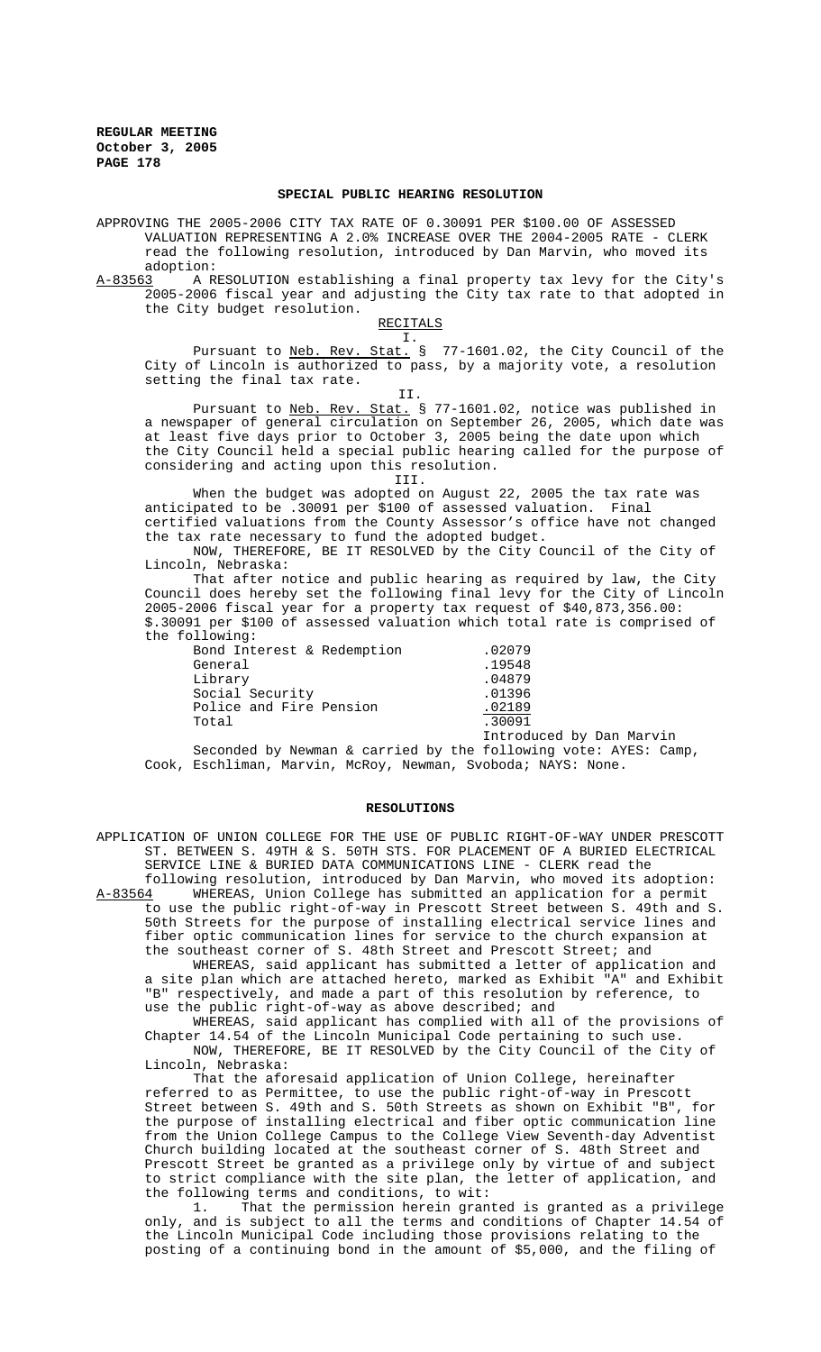## SPECIAL PUBLIC HEARING RESOLUTION

APPROVING THE 2005-2006 CITY TAX RATE OF 0.30091 PER $100.00 OF ASSESSED VALUATION REPRESENTING A 2.0% INCREASE OVER THE 2004-2005 RATE - CLERK read the following resolution, introduced by Dan Marvin, who moved its adoption:

A-83563 A RESOLUTION establishing a final property tax levy for the City's 2005-2006 fiscal year and adjusting the City tax rate to that adopted in the City budget resolution.

RECITALS

I.

Pursuant to Neb. Rev. Stat. § 77-1601.02, the City Council of the City of Lincoln is authorized to pass, by a majority vote, a resolution setting the final tax rate.

II.

Pursuant to Neb. Rev. Stat. § 77-1601.02, notice was published in a newspaper of general circulation on September 26, 2005, which date was at least five days prior to October 3, 2005 being the date upon which the City Council held a special public hearing called for the purpose of considering and acting upon this resolution.

III.

When the budget was adopted on August 22, 2005 the tax rate was anticipated to be .30091 per $100 of assessed valuation. Final certified valuations from the County Assessor's office have not changed the tax rate necessary to fund the adopted budget.

NOW, THEREFORE, BE IT RESOLVED by the City Council of the City of Lincoln, Nebraska:

That after notice and public hearing as required by law, the City Council does hereby set the following final levy for the City of Lincoln 2005-2006 fiscal year for a property tax request of $40,873,356.00: $.30091 per $100 of assessed valuation which total rate is comprised of the following:

| | |
|---|---|
| Bond Interest & Redemption | .02079 |
| General | .19548 |
| Library | .04879 |
| Social Security | .01396 |
| Police and Fire Pension | .02189 |
| Total | .30091 |

Introduced by Dan Marvin

Seconded by Newman & carried by the following vote: AYES: Camp, Cook, Eschliman, Marvin, McRoy, Newman, Svoboda; NAYS: None.

## RESOLUTIONS

APPLICATION OF UNION COLLEGE FOR THE USE OF PUBLIC RIGHT-OF-WAY UNDER PRESCOTT ST. BETWEEN S. 49TH & S. 50TH STS. FOR PLACEMENT OF A BURIED ELECTRICAL SERVICE LINE & BURIED DATA COMMUNICATIONS LINE - CLERK read the following resolution, introduced by Dan Marvin, who moved its adoption:

A-83564 WHEREAS, Union College has submitted an application for a permit to use the public right-of-way in Prescott Street between S. 49th and S. 50th Streets for the purpose of installing electrical service lines and fiber optic communication lines for service to the church expansion at the southeast corner of S. 48th Street and Prescott Street; and

WHEREAS, said applicant has submitted a letter of application and a site plan which are attached hereto, marked as Exhibit "A" and Exhibit "B" respectively, and made a part of this resolution by reference, to use the public right-of-way as above described; and

WHEREAS, said applicant has complied with all of the provisions of Chapter 14.54 of the Lincoln Municipal Code pertaining to such use.

NOW, THEREFORE, BE IT RESOLVED by the City Council of the City of Lincoln, Nebraska:

That the aforesaid application of Union College, hereinafter referred to as Permittee, to use the public right-of-way in Prescott Street between S. 49th and S. 50th Streets as shown on Exhibit "B", for the purpose of installing electrical and fiber optic communication line from the Union College Campus to the College View Seventh-day Adventist Church building located at the southeast corner of S. 48th Street and Prescott Street be granted as a privilege only by virtue of and subject to strict compliance with the site plan, the letter of application, and the following terms and conditions, to wit:

1. That the permission herein granted is granted as a privilege only, and is subject to all the terms and conditions of Chapter 14.54 of the Lincoln Municipal Code including those provisions relating to the posting of a continuing bond in the amount of $5,000, and the filing of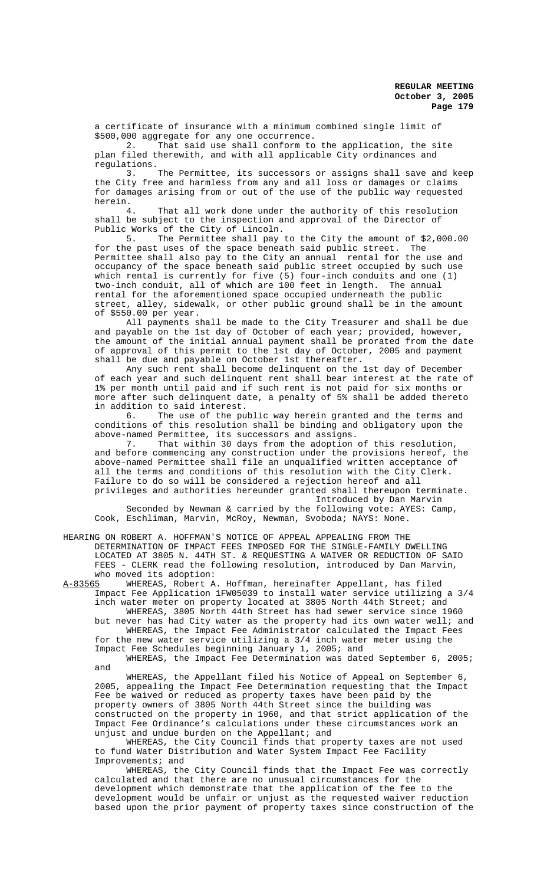a certificate of insurance with a minimum combined single limit of $500,000 aggregate for any one occurrence.

2. That said use shall conform to the application, the site plan filed therewith, and with all applicable City ordinances and regulations.

3. The Permittee, its successors or assigns shall save and keep the City free and harmless from any and all loss or damages or claims for damages arising from or out of the use of the public way requested herein.

4. That all work done under the authority of this resolution shall be subject to the inspection and approval of the Director of Public Works of the City of Lincoln.

5. The Permittee shall pay to the City the amount of $2,000.00 for the past uses of the space beneath said public street. The Permittee shall also pay to the City an annual rental for the use and occupancy of the space beneath said public street occupied by such use which rental is currently for five (5) four-inch conduits and one (1) two-inch conduit, all of which are 100 feet in length. The annual rental for the aforementioned space occupied underneath the public street, alley, sidewalk, or other public ground shall be in the amount of $550.00 per year.

All payments shall be made to the City Treasurer and shall be due and payable on the 1st day of October of each year; provided, however, the amount of the initial annual payment shall be prorated from the date of approval of this permit to the 1st day of October, 2005 and payment shall be due and payable on October 1st thereafter.

Any such rent shall become delinquent on the 1st day of December of each year and such delinquent rent shall bear interest at the rate of 1% per month until paid and if such rent is not paid for six months or more after such delinquent date, a penalty of 5% shall be added thereto in addition to said interest.

6. The use of the public way herein granted and the terms and conditions of this resolution shall be binding and obligatory upon the above-named Permittee, its successors and assigns.

7. That within 30 days from the adoption of this resolution, and before commencing any construction under the provisions hereof, the above-named Permittee shall file an unqualified written acceptance of all the terms and conditions of this resolution with the City Clerk. Failure to do so will be considered a rejection hereof and all privileges and authorities hereunder granted shall thereupon terminate.

Introduced by Dan Marvin

Seconded by Newman & carried by the following vote: AYES: Camp, Cook, Eschliman, Marvin, McRoy, Newman, Svoboda; NAYS: None.

HEARING ON ROBERT A. HOFFMAN'S NOTICE OF APPEAL APPEALING FROM THE DETERMINATION OF IMPACT FEES IMPOSED FOR THE SINGLE-FAMILY DWELLING LOCATED AT 3805 N. 44TH ST. & REQUESTING A WAIVER OR REDUCTION OF SAID FEES - CLERK read the following resolution, introduced by Dan Marvin, who moved its adoption:

A-83565 WHEREAS, Robert A. Hoffman, hereinafter Appellant, has filed Impact Fee Application 1FW05039 to install water service utilizing a 3/4 inch water meter on property located at 3805 North 44th Street; and

WHEREAS, 3805 North 44th Street has had sewer service since 1960 but never has had City water as the property had its own water well; and

WHEREAS, the Impact Fee Administrator calculated the Impact Fees for the new water service utilizing a 3/4 inch water meter using the Impact Fee Schedules beginning January 1, 2005; and

WHEREAS, the Impact Fee Determination was dated September 6, 2005; and

WHEREAS, the Appellant filed his Notice of Appeal on September 6, 2005, appealing the Impact Fee Determination requesting that the Impact Fee be waived or reduced as property taxes have been paid by the property owners of 3805 North 44th Street since the building was constructed on the property in 1960, and that strict application of the Impact Fee Ordinance's calculations under these circumstances work an unjust and undue burden on the Appellant; and

WHEREAS, the City Council finds that property taxes are not used to fund Water Distribution and Water System Impact Fee Facility Improvements; and

WHEREAS, the City Council finds that the Impact Fee was correctly calculated and that there are no unusual circumstances for the development which demonstrate that the application of the fee to the development would be unfair or unjust as the requested waiver reduction based upon the prior payment of property taxes since construction of the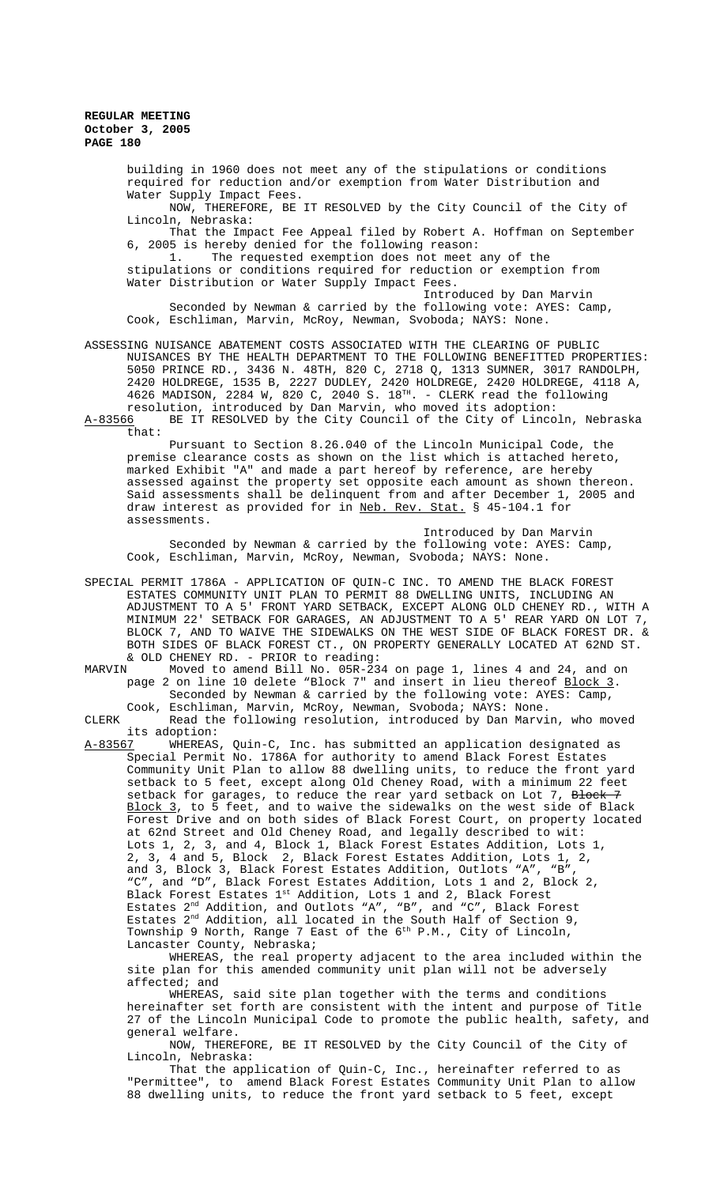building in 1960 does not meet any of the stipulations or conditions required for reduction and/or exemption from Water Distribution and Water Supply Impact Fees.

NOW, THEREFORE, BE IT RESOLVED by the City Council of the City of Lincoln, Nebraska:

That the Impact Fee Appeal filed by Robert A. Hoffman on September 6, 2005 is hereby denied for the following reason:

1. The requested exemption does not meet any of the stipulations or conditions required for reduction or exemption from Water Distribution or Water Supply Impact Fees.

Introduced by Dan Marvin

Seconded by Newman & carried by the following vote: AYES: Camp, Cook, Eschliman, Marvin, McRoy, Newman, Svoboda; NAYS: None.

ASSESSING NUISANCE ABATEMENT COSTS ASSOCIATED WITH THE CLEARING OF PUBLIC NUISANCES BY THE HEALTH DEPARTMENT TO THE FOLLOWING BENEFITTED PROPERTIES: 5050 PRINCE RD., 3436 N. 48TH, 820 C, 2718 Q, 1313 SUMNER, 3017 RANDOLPH, 2420 HOLDREGE, 1535 B, 2227 DUDLEY, 2420 HOLDREGE, 2420 HOLDREGE, 4118 A, 4626 MADISON, 2284 W, 820 C, 2040 S. 18TH. - CLERK read the following resolution, introduced by Dan Marvin, who moved its adoption:

A-83566 BE IT RESOLVED by the City Council of the City of Lincoln, Nebraska that:

Pursuant to Section 8.26.040 of the Lincoln Municipal Code, the premise clearance costs as shown on the list which is attached hereto, marked Exhibit "A" and made a part hereof by reference, are hereby assessed against the property set opposite each amount as shown thereon. Said assessments shall be delinquent from and after December 1, 2005 and draw interest as provided for in Neb. Rev. Stat. § 45-104.1 for assessments.

Introduced by Dan Marvin

Seconded by Newman & carried by the following vote: AYES: Camp, Cook, Eschliman, Marvin, McRoy, Newman, Svoboda; NAYS: None.

SPECIAL PERMIT 1786A - APPLICATION OF QUIN-C INC. TO AMEND THE BLACK FOREST ESTATES COMMUNITY UNIT PLAN TO PERMIT 88 DWELLING UNITS, INCLUDING AN ADJUSTMENT TO A 5' FRONT YARD SETBACK, EXCEPT ALONG OLD CHENEY RD., WITH A MINIMUM 22' SETBACK FOR GARAGES, AN ADJUSTMENT TO A 5' REAR YARD ON LOT 7, BLOCK 7, AND TO WAIVE THE SIDEWALKS ON THE WEST SIDE OF BLACK FOREST DR. & BOTH SIDES OF BLACK FOREST CT., ON PROPERTY GENERALLY LOCATED AT 62ND ST. & OLD CHENEY RD. - PRIOR to reading:

MARVIN Moved to amend Bill No. 05R-234 on page 1, lines 4 and 24, and on page 2 on line 10 delete "Block 7" and insert in lieu thereof Block 3.

Seconded by Newman & carried by the following vote: AYES: Camp, Cook, Eschliman, Marvin, McRoy, Newman, Svoboda; NAYS: None.

CLERK Read the following resolution, introduced by Dan Marvin, who moved its adoption:

A-83567 WHEREAS, Quin-C, Inc. has submitted an application designated as Special Permit No. 1786A for authority to amend Black Forest Estates Community Unit Plan to allow 88 dwelling units, to reduce the front yard setback to 5 feet, except along Old Cheney Road, with a minimum 22 feet setback for garages, to reduce the rear yard setback on Lot 7, ~~Block 7~~ Block 3, to 5 feet, and to waive the sidewalks on the west side of Black Forest Drive and on both sides of Black Forest Court, on property located at 62nd Street and Old Cheney Road, and legally described to wit:

Lots 1, 2, 3, and 4, Block 1, Black Forest Estates Addition, Lots 1, 2, 3, 4 and 5, Block 2, Black Forest Estates Addition, Lots 1, 2, and 3, Block 3, Black Forest Estates Addition, Outlots "A", "B", "C", and "D", Black Forest Estates Addition, Lots 1 and 2, Block 2, Black Forest Estates 1st Addition, Lots 1 and 2, Black Forest Estates 2nd Addition, and Outlots "A", "B", and "C", Black Forest Estates 2nd Addition, all located in the South Half of Section 9, Township 9 North, Range 7 East of the 6th P.M., City of Lincoln, Lancaster County, Nebraska;

WHEREAS, the real property adjacent to the area included within the site plan for this amended community unit plan will not be adversely affected; and

WHEREAS, said site plan together with the terms and conditions hereinafter set forth are consistent with the intent and purpose of Title 27 of the Lincoln Municipal Code to promote the public health, safety, and general welfare.

NOW, THEREFORE, BE IT RESOLVED by the City Council of the City of Lincoln, Nebraska:

That the application of Quin-C, Inc., hereinafter referred to as "Permittee", to amend Black Forest Estates Community Unit Plan to allow 88 dwelling units, to reduce the front yard setback to 5 feet, except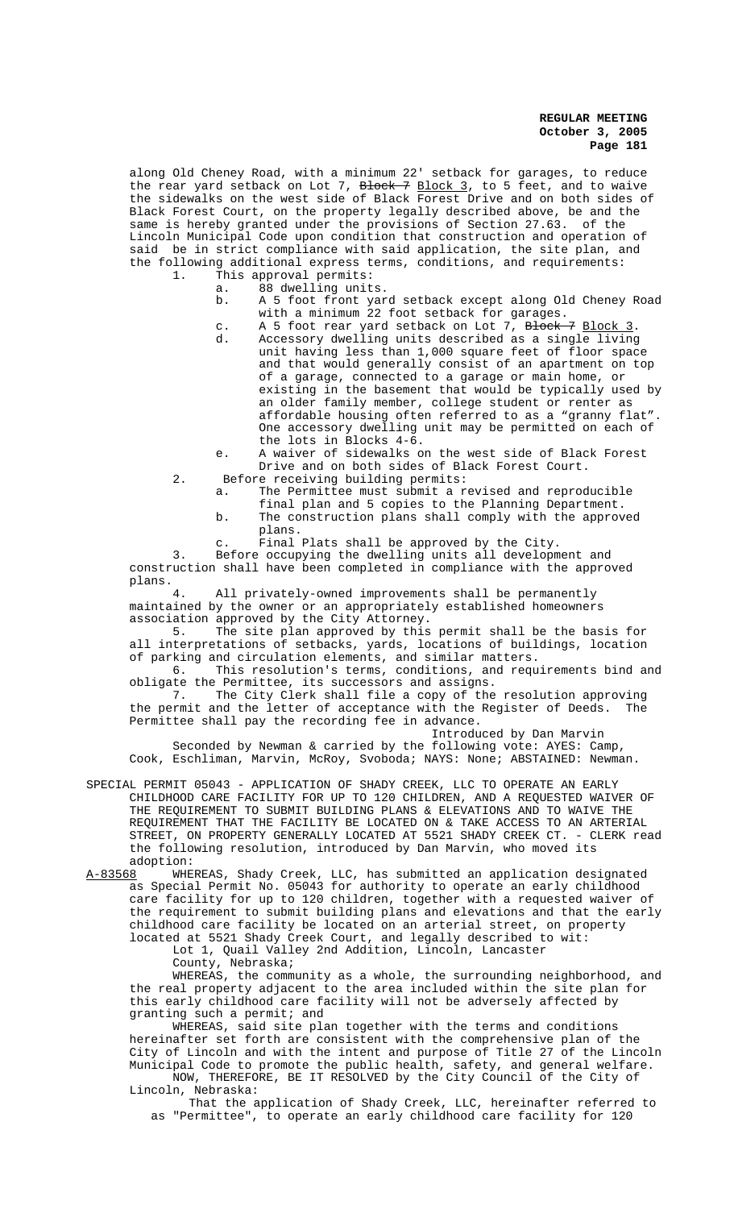along Old Cheney Road, with a minimum 22' setback for garages, to reduce the rear yard setback on Lot 7, ~~Block 7~~ Block 3, to 5 feet, and to waive the sidewalks on the west side of Black Forest Drive and on both sides of Black Forest Court, on the property legally described above, be and the same is hereby granted under the provisions of Section 27.63. of the Lincoln Municipal Code upon condition that construction and operation of said be in strict compliance with said application, the site plan, and the following additional express terms, conditions, and requirements:

1. This approval permits:
   a. 88 dwelling units.
   b. A 5 foot front yard setback except along Old Cheney Road with a minimum 22 foot setback for garages.
   c. A 5 foot rear yard setback on Lot 7, ~~Block 7~~ Block 3.
   d. Accessory dwelling units described as a single living unit having less than 1,000 square feet of floor space and that would generally consist of an apartment on top of a garage, connected to a garage or main home, or existing in the basement that would be typically used by an older family member, college student or renter as affordable housing often referred to as a "granny flat". One accessory dwelling unit may be permitted on each of the lots in Blocks 4-6.
   e. A waiver of sidewalks on the west side of Black Forest Drive and on both sides of Black Forest Court.
2. Before receiving building permits:
   a. The Permittee must submit a revised and reproducible final plan and 5 copies to the Planning Department.
   b. The construction plans shall comply with the approved plans.
   c. Final Plats shall be approved by the City.
3. Before occupying the dwelling units all development and construction shall have been completed in compliance with the approved plans.
4. All privately-owned improvements shall be permanently maintained by the owner or an appropriately established homeowners association approved by the City Attorney.
5. The site plan approved by this permit shall be the basis for all interpretations of setbacks, yards, locations of buildings, location of parking and circulation elements, and similar matters.
6. This resolution's terms, conditions, and requirements bind and obligate the Permittee, its successors and assigns.
7. The City Clerk shall file a copy of the resolution approving the permit and the letter of acceptance with the Register of Deeds. The Permittee shall pay the recording fee in advance.

Introduced by Dan Marvin

Seconded by Newman & carried by the following vote: AYES: Camp, Cook, Eschliman, Marvin, McRoy, Svoboda; NAYS: None; ABSTAINED: Newman.

SPECIAL PERMIT 05043 - APPLICATION OF SHADY CREEK, LLC TO OPERATE AN EARLY CHILDHOOD CARE FACILITY FOR UP TO 120 CHILDREN, AND A REQUESTED WAIVER OF THE REQUIREMENT TO SUBMIT BUILDING PLANS & ELEVATIONS AND TO WAIVE THE REQUIREMENT THAT THE FACILITY BE LOCATED ON & TAKE ACCESS TO AN ARTERIAL STREET, ON PROPERTY GENERALLY LOCATED AT 5521 SHADY CREEK CT. - CLERK read the following resolution, introduced by Dan Marvin, who moved its adoption:

A-83568 WHEREAS, Shady Creek, LLC, has submitted an application designated as Special Permit No. 05043 for authority to operate an early childhood care facility for up to 120 children, together with a requested waiver of the requirement to submit building plans and elevations and that the early childhood care facility be located on an arterial street, on property located at 5521 Shady Creek Court, and legally described to wit:

Lot 1, Quail Valley 2nd Addition, Lincoln, Lancaster County, Nebraska;

WHEREAS, the community as a whole, the surrounding neighborhood, and the real property adjacent to the area included within the site plan for this early childhood care facility will not be adversely affected by granting such a permit; and

WHEREAS, said site plan together with the terms and conditions hereinafter set forth are consistent with the comprehensive plan of the City of Lincoln and with the intent and purpose of Title 27 of the Lincoln Municipal Code to promote the public health, safety, and general welfare.

NOW, THEREFORE, BE IT RESOLVED by the City Council of the City of Lincoln, Nebraska:

That the application of Shady Creek, LLC, hereinafter referred to as "Permittee", to operate an early childhood care facility for 120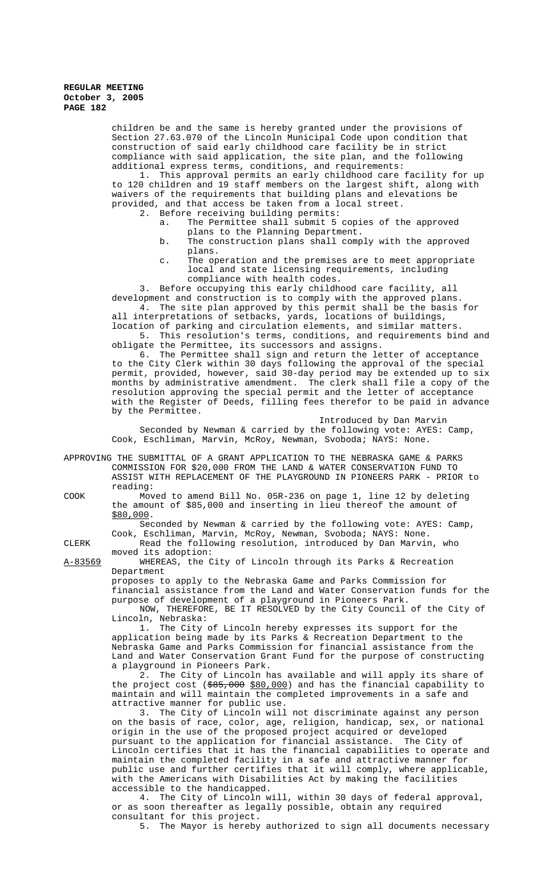children be and the same is hereby granted under the provisions of Section 27.63.070 of the Lincoln Municipal Code upon condition that construction of said early childhood care facility be in strict compliance with said application, the site plan, and the following additional express terms, conditions, and requirements:

1. This approval permits an early childhood care facility for up to 120 children and 19 staff members on the largest shift, along with waivers of the requirements that building plans and elevations be provided, and that access be taken from a local street.
2. Before receiving building permits:
   a. The Permittee shall submit 5 copies of the approved plans to the Planning Department.
   b. The construction plans shall comply with the approved plans.
   c. The operation and the premises are to meet appropriate local and state licensing requirements, including compliance with health codes.
3. Before occupying this early childhood care facility, all development and construction is to comply with the approved plans.
4. The site plan approved by this permit shall be the basis for all interpretations of setbacks, yards, locations of buildings, location of parking and circulation elements, and similar matters.
5. This resolution's terms, conditions, and requirements bind and obligate the Permittee, its successors and assigns.
6. The Permittee shall sign and return the letter of acceptance to the City Clerk within 30 days following the approval of the special permit, provided, however, said 30-day period may be extended up to six months by administrative amendment. The clerk shall file a copy of the resolution approving the special permit and the letter of acceptance with the Register of Deeds, filling fees therefor to be paid in advance by the Permittee.

Introduced by Dan Marvin

Seconded by Newman & carried by the following vote: AYES: Camp, Cook, Eschliman, Marvin, McRoy, Newman, Svoboda; NAYS: None.

APPROVING THE SUBMITTAL OF A GRANT APPLICATION TO THE NEBRASKA GAME & PARKS COMMISSION FOR $20,000 FROM THE LAND & WATER CONSERVATION FUND TO ASSIST WITH REPLACEMENT OF THE PLAYGROUND IN PIONEERS PARK - PRIOR to reading:

COOK Moved to amend Bill No. 05R-236 on page 1, line 12 by deleting the amount of $85,000 and inserting in lieu thereof the amount of <u>$80,000</u>.

Seconded by Newman & carried by the following vote: AYES: Camp, Cook, Eschliman, Marvin, McRoy, Newman, Svoboda; NAYS: None.

CLERK Read the following resolution, introduced by Dan Marvin, who moved its adoption:

<u>A-83569</u> WHEREAS, the City of Lincoln through its Parks & Recreation Department proposes to apply to the Nebraska Game and Parks Commission for financial assistance from the Land and Water Conservation funds for the purpose of development of a playground in Pioneers Park.

NOW, THEREFORE, BE IT RESOLVED by the City Council of the City of Lincoln, Nebraska:

1. The City of Lincoln hereby expresses its support for the application being made by its Parks & Recreation Department to the Nebraska Game and Parks Commission for financial assistance from the Land and Water Conservation Grant Fund for the purpose of constructing a playground in Pioneers Park.
2. The City of Lincoln has available and will apply its share of the project cost (~~$85,000~~ <u>$80,000</u>) and has the financial capability to maintain and will maintain the completed improvements in a safe and attractive manner for public use.
3. The City of Lincoln will not discriminate against any person on the basis of race, color, age, religion, handicap, sex, or national origin in the use of the proposed project acquired or developed pursuant to the application for financial assistance. The City of Lincoln certifies that it has the financial capabilities to operate and maintain the completed facility in a safe and attractive manner for public use and further certifies that it will comply, where applicable, with the Americans with Disabilities Act by making the facilities accessible to the handicapped.
4. The City of Lincoln will, within 30 days of federal approval, or as soon thereafter as legally possible, obtain any required consultant for this project.
5. The Mayor is hereby authorized to sign all documents necessary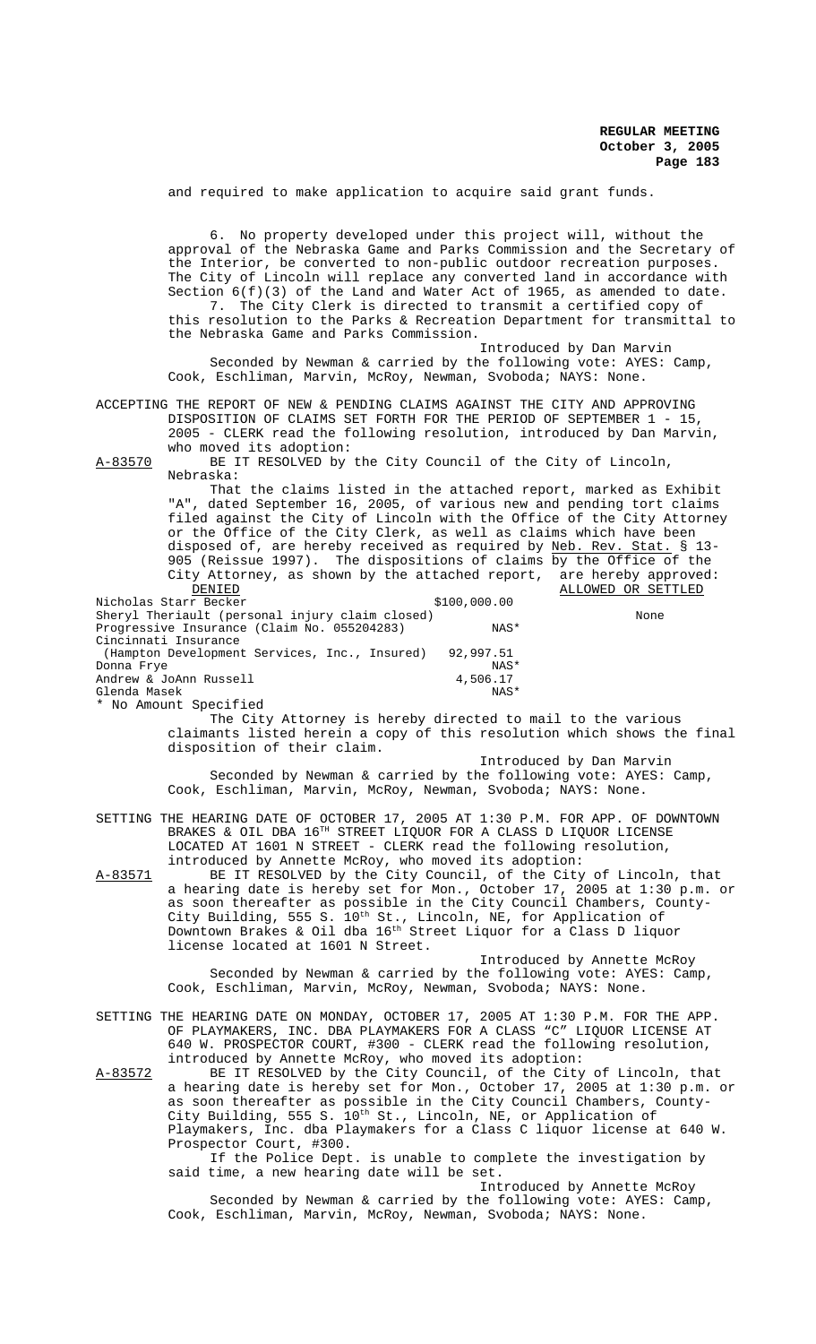and required to make application to acquire said grant funds.

6. No property developed under this project will, without the approval of the Nebraska Game and Parks Commission and the Secretary of the Interior, be converted to non-public outdoor recreation purposes. The City of Lincoln will replace any converted land in accordance with Section 6(f)(3) of the Land and Water Act of 1965, as amended to date.

7. The City Clerk is directed to transmit a certified copy of this resolution to the Parks & Recreation Department for transmittal to the Nebraska Game and Parks Commission.

Introduced by Dan Marvin

Seconded by Newman & carried by the following vote: AYES: Camp, Cook, Eschliman, Marvin, McRoy, Newman, Svoboda; NAYS: None.

ACCEPTING THE REPORT OF NEW & PENDING CLAIMS AGAINST THE CITY AND APPROVING DISPOSITION OF CLAIMS SET FORTH FOR THE PERIOD OF SEPTEMBER 1 - 15, 2005 - CLERK read the following resolution, introduced by Dan Marvin, who moved its adoption:

A-83570 BE IT RESOLVED by the City Council of the City of Lincoln, Nebraska:

That the claims listed in the attached report, marked as Exhibit "A", dated September 16, 2005, of various new and pending tort claims filed against the City of Lincoln with the Office of the City Attorney or the Office of the City Clerk, as well as claims which have been disposed of, are hereby received as required by Neb. Rev. Stat. § 13-905 (Reissue 1997). The dispositions of claims by the Office of the City Attorney, as shown by the attached report, are hereby approved:

| | DENIED | ALLOWED OR SETTLED |
|---|---|---|
| Nicholas Starr Becker | $100,000.00 | |
| Sheryl Theriault (personal injury claim closed) | | None |
| Progressive Insurance (Claim No. 055204283) | NAS* | |
| Cincinnati Insurance (Hampton Development Services, Inc., Insured) | 92,997.51 | |
| Donna Frye | NAS* | |
| Andrew & JoAnn Russell | 4,506.17 | |
| Glenda Masek | NAS* | |

* No Amount Specified

The City Attorney is hereby directed to mail to the various claimants listed herein a copy of this resolution which shows the final disposition of their claim.

Introduced by Dan Marvin

Seconded by Newman & carried by the following vote: AYES: Camp, Cook, Eschliman, Marvin, McRoy, Newman, Svoboda; NAYS: None.

SETTING THE HEARING DATE OF OCTOBER 17, 2005 AT 1:30 P.M. FOR APP. OF DOWNTOWN BRAKES & OIL DBA 16TH STREET LIQUOR FOR A CLASS D LIQUOR LICENSE LOCATED AT 1601 N STREET - CLERK read the following resolution, introduced by Annette McRoy, who moved its adoption:

A-83571 BE IT RESOLVED by the City Council, of the City of Lincoln, that a hearing date is hereby set for Mon., October 17, 2005 at 1:30 p.m. or as soon thereafter as possible in the City Council Chambers, County-City Building, 555 S. 10th St., Lincoln, NE, for Application of Downtown Brakes & Oil dba 16th Street Liquor for a Class D Liquor license located at 1601 N Street.

Introduced by Annette McRoy

Seconded by Newman & carried by the following vote: AYES: Camp, Cook, Eschliman, Marvin, McRoy, Newman, Svoboda; NAYS: None.

SETTING THE HEARING DATE ON MONDAY, OCTOBER 17, 2005 AT 1:30 P.M. FOR THE APP. OF PLAYMAKERS, INC. DBA PLAYMAKERS FOR A CLASS "C" LIQUOR LICENSE AT 640 W. PROSPECTOR COURT, #300 - CLERK read the following resolution, introduced by Annette McRoy, who moved its adoption:

A-83572 BE IT RESOLVED by the City Council, of the City of Lincoln, that a hearing date is hereby set for Mon., October 17, 2005 at 1:30 p.m. or as soon thereafter as possible in the City Council Chambers, County-City Building, 555 S. 10th St., Lincoln, NE, or Application of Playmakers, Inc. dba Playmakers for a Class C liquor license at 640 W. Prospector Court, #300.

If the Police Dept. is unable to complete the investigation by said time, a new hearing date will be set.

Introduced by Annette McRoy

Seconded by Newman & carried by the following vote: AYES: Camp, Cook, Eschliman, Marvin, McRoy, Newman, Svoboda; NAYS: None.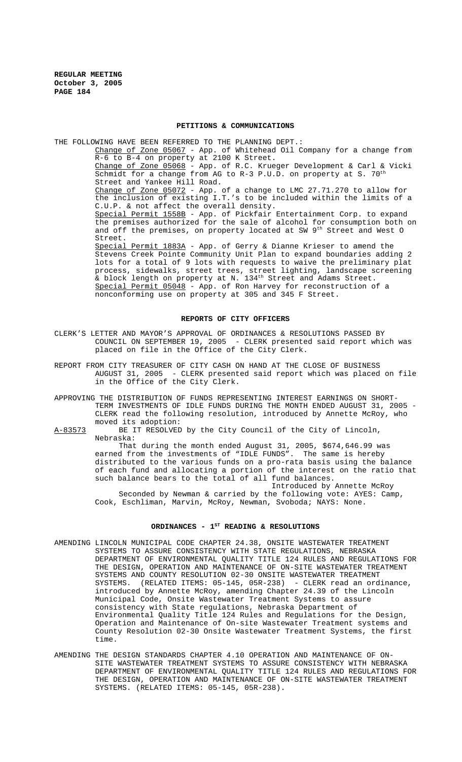## PETITIONS & COMMUNICATIONS

THE FOLLOWING HAVE BEEN REFERRED TO THE PLANNING DEPT.:

Change of Zone 05067 - App. of Whitehead Oil Company for a change from R-6 to B-4 on property at 2100 K Street.

Change of Zone 05068 - App. of R.C. Krueger Development & Carl & Vicki Schmidt for a change from AG to R-3 P.U.D. on property at S. 70th Street and Yankee Hill Road.

Change of Zone 05072 - App. of a change to LMC 27.71.270 to allow for the inclusion of existing I.T.'s to be included within the limits of a C.U.P. & not affect the overall density.

Special Permit 1558B - App. of Pickfair Entertainment Corp. to expand the premises authorized for the sale of alcohol for consumption both on and off the premises, on property located at SW 9th Street and West O Street.

Special Permit 1883A - App. of Gerry & Dianne Krieser to amend the Stevens Creek Pointe Community Unit Plan to expand boundaries adding 2 lots for a total of 9 lots with requests to waive the preliminary plat process, sidewalks, street trees, street lighting, landscape screening & block length on property at N. 134th Street and Adams Street.

Special Permit 05048 - App. of Ron Harvey for reconstruction of a nonconforming use on property at 305 and 345 F Street.

## REPORTS OF CITY OFFICERS

CLERK'S LETTER AND MAYOR'S APPROVAL OF ORDINANCES & RESOLUTIONS PASSED BY COUNCIL ON SEPTEMBER 19, 2005 - CLERK presented said report which was placed on file in the Office of the City Clerk.

REPORT FROM CITY TREASURER OF CITY CASH ON HAND AT THE CLOSE OF BUSINESS AUGUST 31, 2005 - CLERK presented said report which was placed on file in the Office of the City Clerk.

APPROVING THE DISTRIBUTION OF FUNDS REPRESENTING INTEREST EARNINGS ON SHORT-TERM INVESTMENTS OF IDLE FUNDS DURING THE MONTH ENDED AUGUST 31, 2005 - CLERK read the following resolution, introduced by Annette McRoy, who moved its adoption:

A-83573 BE IT RESOLVED by the City Council of the City of Lincoln, Nebraska:

That during the month ended August 31, 2005, $674,646.99 was earned from the investments of "IDLE FUNDS". The same is hereby distributed to the various funds on a pro-rata basis using the balance of each fund and allocating a portion of the interest on the ratio that such balance bears to the total of all fund balances.

Introduced by Annette McRoy

Seconded by Newman & carried by the following vote: AYES: Camp, Cook, Eschliman, Marvin, McRoy, Newman, Svoboda; NAYS: None.

## ORDINANCES - 1ST READING & RESOLUTIONS

AMENDING LINCOLN MUNICIPAL CODE CHAPTER 24.38, ONSITE WASTEWATER TREATMENT SYSTEMS TO ASSURE CONSISTENCY WITH STATE REGULATIONS, NEBRASKA DEPARTMENT OF ENVIRONMENTAL QUALITY TITLE 124 RULES AND REGULATIONS FOR THE DESIGN, OPERATION AND MAINTENANCE OF ON-SITE WASTEWATER TREATMENT SYSTEMS AND COUNTY RESOLUTION 02-30 ONSITE WASTEWATER TREATMENT SYSTEMS. (RELATED ITEMS: 05-145, 05R-238) - CLERK read an ordinance, introduced by Annette McRoy, amending Chapter 24.39 of the Lincoln Municipal Code, Onsite Wastewater Treatment Systems to assure consistency with State regulations, Nebraska Department of Environmental Quality Title 124 Rules and Regulations for the Design, Operation and Maintenance of On-site Wastewater Treatment systems and County Resolution 02-30 Onsite Wastewater Treatment Systems, the first time.

AMENDING THE DESIGN STANDARDS CHAPTER 4.10 OPERATION AND MAINTENANCE OF ON-SITE WASTEWATER TREATMENT SYSTEMS TO ASSURE CONSISTENCY WITH NEBRASKA DEPARTMENT OF ENVIRONMENTAL QUALITY TITLE 124 RULES AND REGULATIONS FOR THE DESIGN, OPERATION AND MAINTENANCE OF ON-SITE WASTEWATER TREATMENT SYSTEMS. (RELATED ITEMS: 05-145, 05R-238).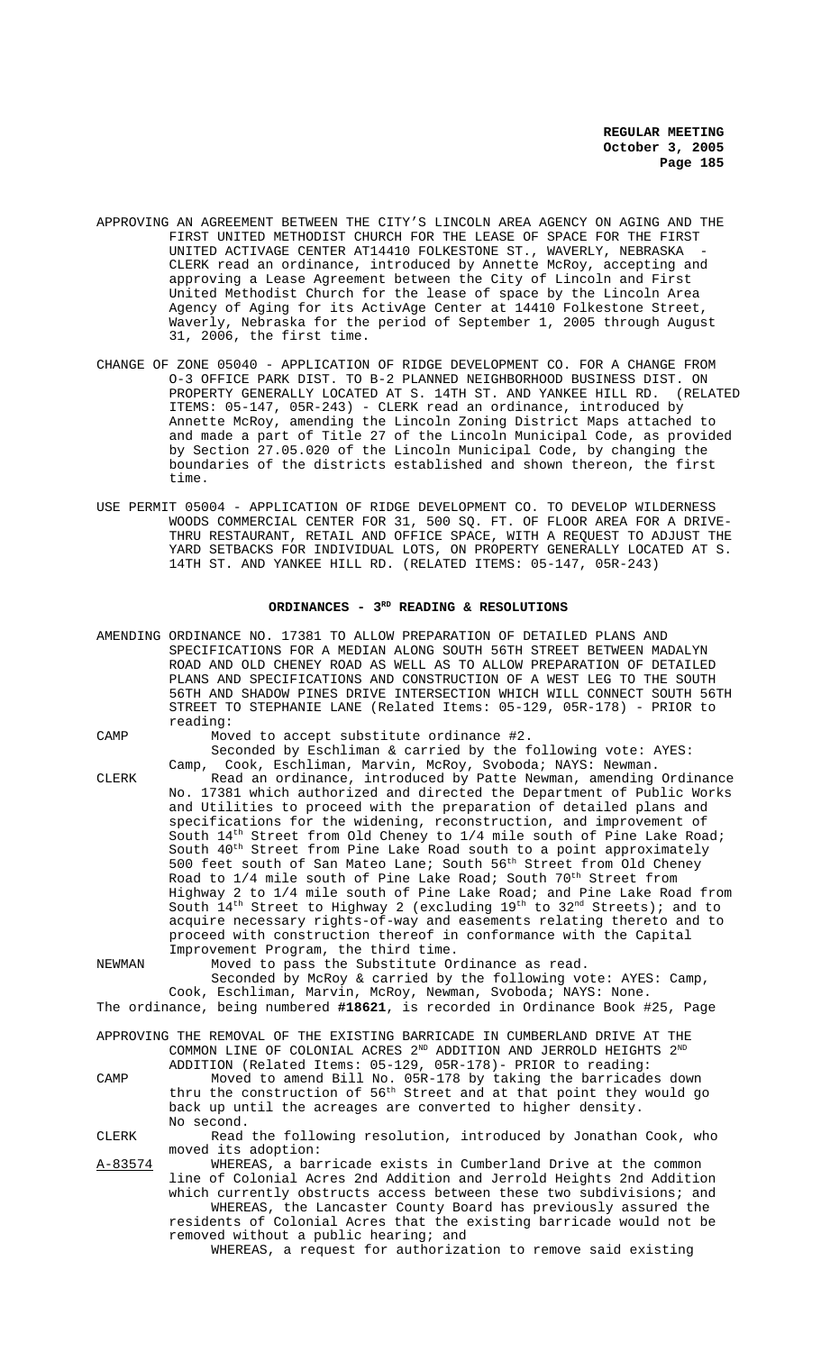APPROVING AN AGREEMENT BETWEEN THE CITY'S LINCOLN AREA AGENCY ON AGING AND THE FIRST UNITED METHODIST CHURCH FOR THE LEASE OF SPACE FOR THE FIRST UNITED ACTIVAGE CENTER AT14410 FOLKESTONE ST., WAVERLY, NEBRASKA - CLERK read an ordinance, introduced by Annette McRoy, accepting and approving a Lease Agreement between the City of Lincoln and First United Methodist Church for the lease of space by the Lincoln Area Agency of Aging for its ActivAge Center at 14410 Folkestone Street, Waverly, Nebraska for the period of September 1, 2005 through August 31, 2006, the first time.

CHANGE OF ZONE 05040 - APPLICATION OF RIDGE DEVELOPMENT CO. FOR A CHANGE FROM O-3 OFFICE PARK DIST. TO B-2 PLANNED NEIGHBORHOOD BUSINESS DIST. ON PROPERTY GENERALLY LOCATED AT S. 14TH ST. AND YANKEE HILL RD. (RELATED ITEMS: 05-147, 05R-243) - CLERK read an ordinance, introduced by Annette McRoy, amending the Lincoln Zoning District Maps attached to and made a part of Title 27 of the Lincoln Municipal Code, as provided by Section 27.05.020 of the Lincoln Municipal Code, by changing the boundaries of the districts established and shown thereon, the first time.

USE PERMIT 05004 - APPLICATION OF RIDGE DEVELOPMENT CO. TO DEVELOP WILDERNESS WOODS COMMERCIAL CENTER FOR 31, 500 SQ. FT. OF FLOOR AREA FOR A DRIVE-THRU RESTAURANT, RETAIL AND OFFICE SPACE, WITH A REQUEST TO ADJUST THE YARD SETBACKS FOR INDIVIDUAL LOTS, ON PROPERTY GENERALLY LOCATED AT S. 14TH ST. AND YANKEE HILL RD. (RELATED ITEMS: 05-147, 05R-243)

## ORDINANCES - 3RD READING & RESOLUTIONS

AMENDING ORDINANCE NO. 17381 TO ALLOW PREPARATION OF DETAILED PLANS AND SPECIFICATIONS FOR A MEDIAN ALONG SOUTH 56TH STREET BETWEEN MADALYN ROAD AND OLD CHENEY ROAD AS WELL AS TO ALLOW PREPARATION OF DETAILED PLANS AND SPECIFICATIONS AND CONSTRUCTION OF A WEST LEG TO THE SOUTH 56TH AND SHADOW PINES DRIVE INTERSECTION WHICH WILL CONNECT SOUTH 56TH STREET TO STEPHANIE LANE (Related Items: 05-129, 05R-178) - PRIOR to reading:

CAMP Moved to accept substitute ordinance #2.

Seconded by Eschliman & carried by the following vote: AYES: Camp, Cook, Eschliman, Marvin, McRoy, Svoboda; NAYS: Newman.

CLERK Read an ordinance, introduced by Patte Newman, amending Ordinance No. 17381 which authorized and directed the Department of Public Works and Utilities to proceed with the preparation of detailed plans and specifications for the widening, reconstruction, and improvement of South 14th Street from Old Cheney to 1/4 mile south of Pine Lake Road; South 40th Street from Pine Lake Road south to a point approximately 500 feet south of San Mateo Lane; South 56th Street from Old Cheney Road to 1/4 mile south of Pine Lake Road; South 70th Street from Highway 2 to 1/4 mile south of Pine Lake Road; and Pine Lake Road from South 14th Street to Highway 2 (excluding 19th to 32nd Streets); and to acquire necessary rights-of-way and easements relating thereto and to proceed with construction thereof in conformance with the Capital Improvement Program, the third time.

NEWMAN Moved to pass the Substitute Ordinance as read.

Seconded by McRoy & carried by the following vote: AYES: Camp, Cook, Eschliman, Marvin, McRoy, Newman, Svoboda; NAYS: None.

The ordinance, being numbered **#18621**, is recorded in Ordinance Book #25, Page

APPROVING THE REMOVAL OF THE EXISTING BARRICADE IN CUMBERLAND DRIVE AT THE COMMON LINE OF COLONIAL ACRES 2ND ADDITION AND JERROLD HEIGHTS 2ND ADDITION (Related Items: 05-129, 05R-178)- PRIOR to reading:

CAMP Moved to amend Bill No. 05R-178 by taking the barricades down thru the construction of 56th Street and at that point they would go back up until the acreages are converted to higher density.

No second.

CLERK Read the following resolution, introduced by Jonathan Cook, who moved its adoption:

A-83574 WHEREAS, a barricade exists in Cumberland Drive at the common line of Colonial Acres 2nd Addition and Jerrold Heights 2nd Addition which currently obstructs access between these two subdivisions; and

WHEREAS, the Lancaster County Board has previously assured the residents of Colonial Acres that the existing barricade would not be removed without a public hearing; and

WHEREAS, a request for authorization to remove said existing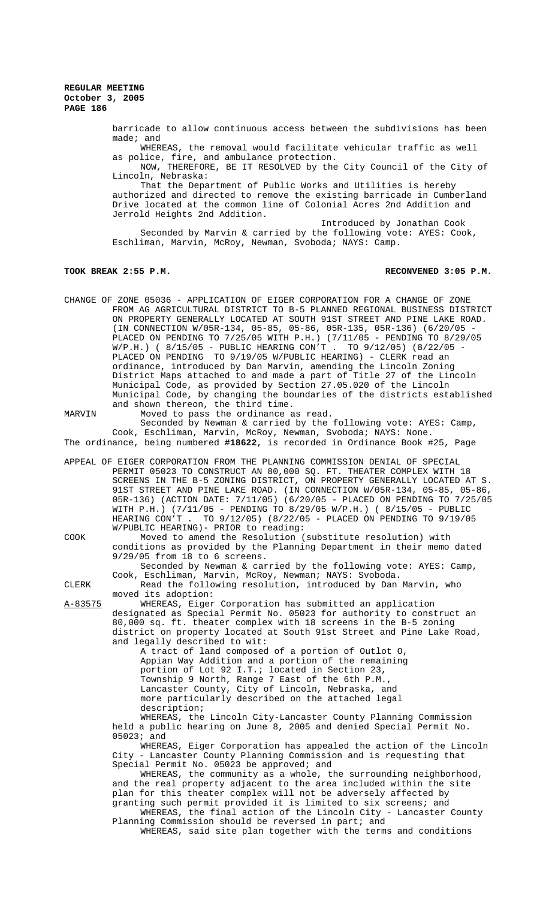barricade to allow continuous access between the subdivisions has been made; and

WHEREAS, the removal would facilitate vehicular traffic as well as police, fire, and ambulance protection.

NOW, THEREFORE, BE IT RESOLVED by the City Council of the City of Lincoln, Nebraska:

That the Department of Public Works and Utilities is hereby authorized and directed to remove the existing barricade in Cumberland Drive located at the common line of Colonial Acres 2nd Addition and Jerrold Heights 2nd Addition.

Introduced by Jonathan Cook

Seconded by Marvin & carried by the following vote: AYES: Cook, Eschliman, Marvin, McRoy, Newman, Svoboda; NAYS: Camp.

**TOOK BREAK 2:55 P.M.** **RECONVENED 3:05 P.M.**

CHANGE OF ZONE 05036 - APPLICATION OF EIGER CORPORATION FOR A CHANGE OF ZONE FROM AG AGRICULTURAL DISTRICT TO B-5 PLANNED REGIONAL BUSINESS DISTRICT ON PROPERTY GENERALLY LOCATED AT SOUTH 91ST STREET AND PINE LAKE ROAD. (IN CONNECTION W/05R-134, 05-85, 05-86, 05R-135, 05R-136) (6/20/05 - PLACED ON PENDING TO 7/25/05 WITH P.H.) (7/11/05 - PENDING TO 8/29/05 W/P.H.) ( 8/15/05 - PUBLIC HEARING CON'T . TO 9/12/05) (8/22/05 - PLACED ON PENDING TO 9/19/05 W/PUBLIC HEARING) - CLERK read an ordinance, introduced by Dan Marvin, amending the Lincoln Zoning District Maps attached to and made a part of Title 27 of the Lincoln Municipal Code, as provided by Section 27.05.020 of the Lincoln Municipal Code, by changing the boundaries of the districts established and shown thereon, the third time.

MARVIN Moved to pass the ordinance as read.

Seconded by Newman & carried by the following vote: AYES: Camp, Cook, Eschliman, Marvin, McRoy, Newman, Svoboda; NAYS: None.

The ordinance, being numbered **#18622**, is recorded in Ordinance Book #25, Page

APPEAL OF EIGER CORPORATION FROM THE PLANNING COMMISSION DENIAL OF SPECIAL PERMIT 05023 TO CONSTRUCT AN 80,000 SQ. FT. THEATER COMPLEX WITH 18 SCREENS IN THE B-5 ZONING DISTRICT, ON PROPERTY GENERALLY LOCATED AT S. 91ST STREET AND PINE LAKE ROAD. (IN CONNECTION W/05R-134, 05-85, 05-86, 05R-136) (ACTION DATE: 7/11/05) (6/20/05 - PLACED ON PENDING TO 7/25/05 WITH P.H.) (7/11/05 - PENDING TO 8/29/05 W/P.H.) ( 8/15/05 - PUBLIC HEARING CON'T . TO 9/12/05) (8/22/05 - PLACED ON PENDING TO 9/19/05 W/PUBLIC HEARING)- PRIOR to reading:

COOK Moved to amend the Resolution (substitute resolution) with conditions as provided by the Planning Department in their memo dated 9/29/05 from 18 to 6 screens.

Seconded by Newman & carried by the following vote: AYES: Camp, Cook, Eschliman, Marvin, McRoy, Newman; NAYS: Svoboda.

CLERK Read the following resolution, introduced by Dan Marvin, who moved its adoption:

A-83575 WHEREAS, Eiger Corporation has submitted an application designated as Special Permit No. 05023 for authority to construct an 80,000 sq. ft. theater complex with 18 screens in the B-5 zoning district on property located at South 91st Street and Pine Lake Road, and legally described to wit:

A tract of land composed of a portion of Outlot O, Appian Way Addition and a portion of the remaining portion of Lot 92 I.T.; located in Section 23, Township 9 North, Range 7 East of the 6th P.M., Lancaster County, City of Lincoln, Nebraska, and more particularly described on the attached legal description;

WHEREAS, the Lincoln City-Lancaster County Planning Commission held a public hearing on June 8, 2005 and denied Special Permit No. 05023; and

WHEREAS, Eiger Corporation has appealed the action of the Lincoln City - Lancaster County Planning Commission and is requesting that Special Permit No. 05023 be approved; and

WHEREAS, the community as a whole, the surrounding neighborhood, and the real property adjacent to the area included within the site plan for this theater complex will not be adversely affected by granting such permit provided it is limited to six screens; and

WHEREAS, the final action of the Lincoln City - Lancaster County Planning Commission should be reversed in part; and

WHEREAS, said site plan together with the terms and conditions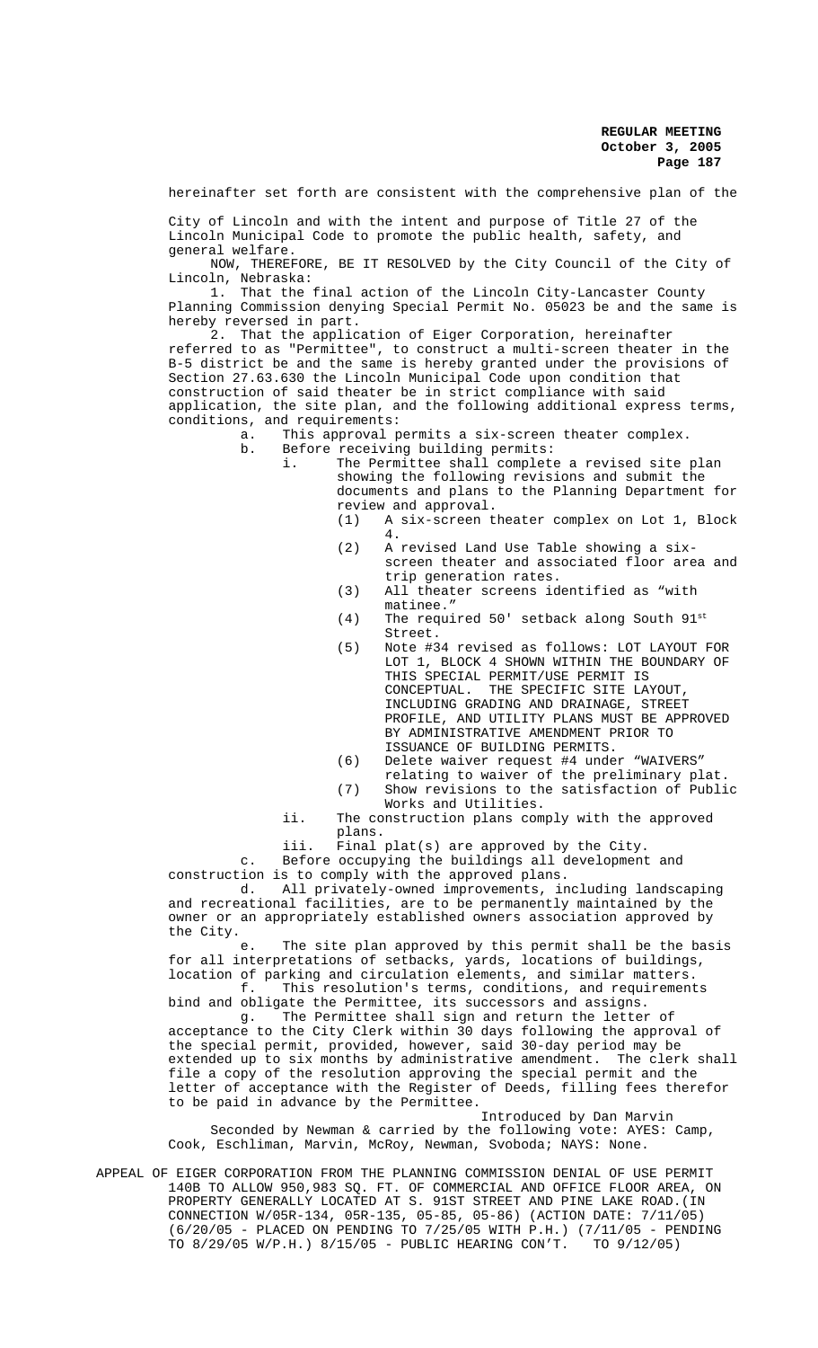hereinafter set forth are consistent with the comprehensive plan of the City of Lincoln and with the intent and purpose of Title 27 of the Lincoln Municipal Code to promote the public health, safety, and general welfare.

NOW, THEREFORE, BE IT RESOLVED by the City Council of the City of Lincoln, Nebraska:

1. That the final action of the Lincoln City-Lancaster County Planning Commission denying Special Permit No. 05023 be and the same is hereby reversed in part.

2. That the application of Eiger Corporation, hereinafter referred to as "Permittee", to construct a multi-screen theater in the B-5 district be and the same is hereby granted under the provisions of Section 27.63.630 the Lincoln Municipal Code upon condition that construction of said theater be in strict compliance with said application, the site plan, and the following additional express terms, conditions, and requirements:

a. This approval permits a six-screen theater complex.

b. Before receiving building permits:

i. The Permittee shall complete a revised site plan showing the following revisions and submit the documents and plans to the Planning Department for review and approval.

(1) A six-screen theater complex on Lot 1, Block 4.

(2) A revised Land Use Table showing a six-screen theater and associated floor area and trip generation rates.

(3) All theater screens identified as "with matinee."

(4) The required 50' setback along South 91st Street.

(5) Note #34 revised as follows: LOT LAYOUT FOR LOT 1, BLOCK 4 SHOWN WITHIN THE BOUNDARY OF THIS SPECIAL PERMIT/USE PERMIT IS CONCEPTUAL. THE SPECIFIC SITE LAYOUT, INCLUDING GRADING AND DRAINAGE, STREET PROFILE, AND UTILITY PLANS MUST BE APPROVED BY ADMINISTRATIVE AMENDMENT PRIOR TO ISSUANCE OF BUILDING PERMITS.

(6) Delete waiver request #4 under "WAIVERS" relating to waiver of the preliminary plat.

(7) Show revisions to the satisfaction of Public Works and Utilities.

ii. The construction plans comply with the approved plans.

iii. Final plat(s) are approved by the City.

c. Before occupying the buildings all development and construction is to comply with the approved plans.

d. All privately-owned improvements, including landscaping and recreational facilities, are to be permanently maintained by the owner or an appropriately established owners association approved by the City.

e. The site plan approved by this permit shall be the basis for all interpretations of setbacks, yards, locations of buildings, location of parking and circulation elements, and similar matters.

f. This resolution's terms, conditions, and requirements bind and obligate the Permittee, its successors and assigns.

g. The Permittee shall sign and return the letter of acceptance to the City Clerk within 30 days following the approval of the special permit, provided, however, said 30-day period may be extended up to six months by administrative amendment. The clerk shall file a copy of the resolution approving the special permit and the letter of acceptance with the Register of Deeds, filling fees therefor to be paid in advance by the Permittee.

Introduced by Dan Marvin

Seconded by Newman & carried by the following vote: AYES: Camp, Cook, Eschliman, Marvin, McRoy, Newman, Svoboda; NAYS: None.

APPEAL OF EIGER CORPORATION FROM THE PLANNING COMMISSION DENIAL OF USE PERMIT 140B TO ALLOW 950,983 SQ. FT. OF COMMERCIAL AND OFFICE FLOOR AREA, ON PROPERTY GENERALLY LOCATED AT S. 91ST STREET AND PINE LAKE ROAD.(IN CONNECTION W/05R-134, 05R-135, 05-85, 05-86) (ACTION DATE: 7/11/05) (6/20/05 - PLACED ON PENDING TO 7/25/05 WITH P.H.) (7/11/05 - PENDING TO 8/29/05 W/P.H.) 8/15/05 - PUBLIC HEARING CON'T. TO 9/12/05)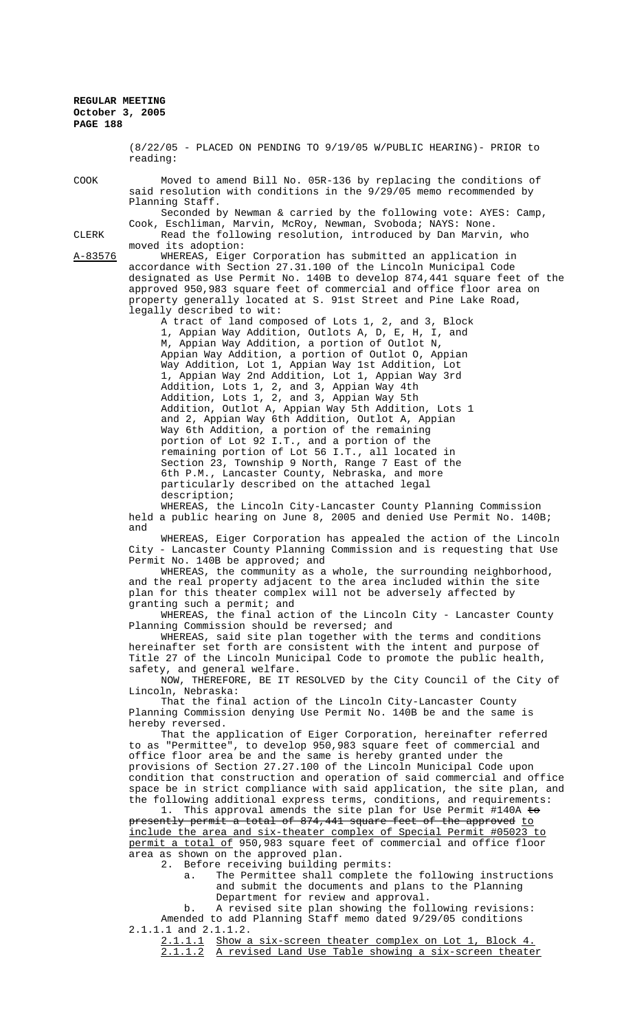(8/22/05 - PLACED ON PENDING TO 9/19/05 W/PUBLIC HEARING)- PRIOR to reading:

COOK Moved to amend Bill No. 05R-136 by replacing the conditions of said resolution with conditions in the 9/29/05 memo recommended by Planning Staff.

Seconded by Newman & carried by the following vote: AYES: Camp, Cook, Eschliman, Marvin, McRoy, Newman, Svoboda; NAYS: None.

CLERK Read the following resolution, introduced by Dan Marvin, who moved its adoption:

A-83576 WHEREAS, Eiger Corporation has submitted an application in accordance with Section 27.31.100 of the Lincoln Municipal Code designated as Use Permit No. 140B to develop 874,441 square feet of the approved 950,983 square feet of commercial and office floor area on property generally located at S. 91st Street and Pine Lake Road, legally described to wit:

A tract of land composed of Lots 1, 2, and 3, Block 1, Appian Way Addition, Outlots A, D, E, H, I, and M, Appian Way Addition, a portion of Outlot N, Appian Way Addition, a portion of Outlot O, Appian Way Addition, Lot 1, Appian Way 1st Addition, Lot 1, Appian Way 2nd Addition, Lot 1, Appian Way 3rd Addition, Lots 1, 2, and 3, Appian Way 4th Addition, Lots 1, 2, and 3, Appian Way 5th Addition, Outlot A, Appian Way 5th Addition, Lots 1 and 2, Appian Way 6th Addition, Outlot A, Appian Way 6th Addition, a portion of the remaining portion of Lot 92 I.T., and a portion of the remaining portion of Lot 56 I.T., all located in Section 23, Township 9 North, Range 7 East of the 6th P.M., Lancaster County, Nebraska, and more particularly described on the attached legal description;

WHEREAS, the Lincoln City-Lancaster County Planning Commission held a public hearing on June 8, 2005 and denied Use Permit No. 140B; and

WHEREAS, Eiger Corporation has appealed the action of the Lincoln City - Lancaster County Planning Commission and is requesting that Use Permit No. 140B be approved; and

WHEREAS, the community as a whole, the surrounding neighborhood, and the real property adjacent to the area included within the site plan for this theater complex will not be adversely affected by granting such a permit; and

WHEREAS, the final action of the Lincoln City - Lancaster County Planning Commission should be reversed; and

WHEREAS, said site plan together with the terms and conditions hereinafter set forth are consistent with the intent and purpose of Title 27 of the Lincoln Municipal Code to promote the public health, safety, and general welfare.

NOW, THEREFORE, BE IT RESOLVED by the City Council of the City of Lincoln, Nebraska:

That the final action of the Lincoln City-Lancaster County Planning Commission denying Use Permit No. 140B be and the same is hereby reversed.

That the application of Eiger Corporation, hereinafter referred to as "Permittee", to develop 950,983 square feet of commercial and office floor area be and the same is hereby granted under the provisions of Section 27.27.100 of the Lincoln Municipal Code upon condition that construction and operation of said commercial and office space be in strict compliance with said application, the site plan, and the following additional express terms, conditions, and requirements:

1. This approval amends the site plan for Use Permit #140A ~~to presently permit a total of 874,441 square feet of the approved~~ to include the area and six-theater complex of Special Permit #05023 to permit a total of 950,983 square feet of commercial and office floor area as shown on the approved plan.

2. Before receiving building permits:

a. The Permittee shall complete the following instructions and submit the documents and plans to the Planning Department for review and approval.

b. A revised site plan showing the following revisions:

Amended to add Planning Staff memo dated 9/29/05 conditions 2.1.1.1 and 2.1.1.2.

2.1.1.1 Show a six-screen theater complex on Lot 1, Block 4.

2.1.1.2 A revised Land Use Table showing a six-screen theater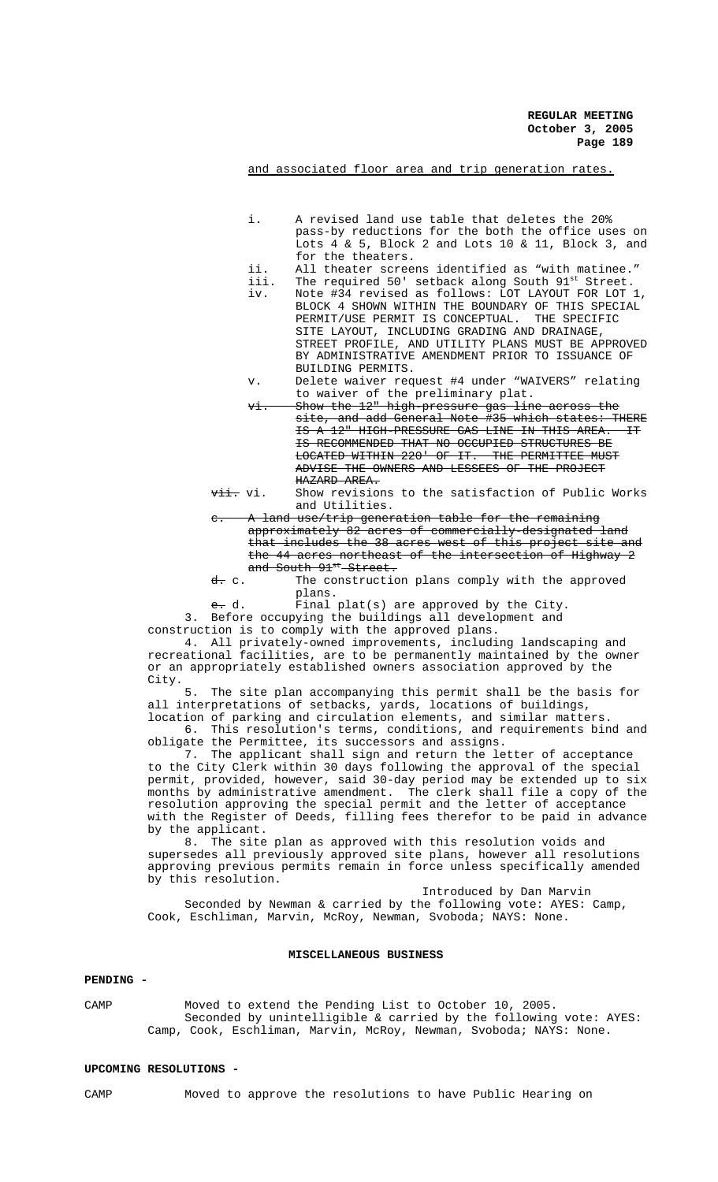and associated floor area and trip generation rates.

i. A revised land use table that deletes the 20% pass-by reductions for the both the office uses on Lots 4 & 5, Block 2 and Lots 10 & 11, Block 3, and for the theaters.

ii. All theater screens identified as "with matinee."

iii. The required 50' setback along South 91st Street.

iv. Note #34 revised as follows: LOT LAYOUT FOR LOT 1, BLOCK 4 SHOWN WITHIN THE BOUNDARY OF THIS SPECIAL PERMIT/USE PERMIT IS CONCEPTUAL. THE SPECIFIC SITE LAYOUT, INCLUDING GRADING AND DRAINAGE, STREET PROFILE, AND UTILITY PLANS MUST BE APPROVED BY ADMINISTRATIVE AMENDMENT PRIOR TO ISSUANCE OF BUILDING PERMITS.

v. Delete waiver request #4 under "WAIVERS" relating to waiver of the preliminary plat.

~~vi. Show the 12" high-pressure gas line across the site, and add General Note #35 which states: THERE IS A 12" HIGH-PRESSURE GAS LINE IN THIS AREA. IT IS RECOMMENDED THAT NO OCCUPIED STRUCTURES BE LOCATED WITHIN 220' OF IT. THE PERMITTEE MUST ADVISE THE OWNERS AND LESSEES OF THE PROJECT HAZARD AREA.~~

~~vii.~~ vi. Show revisions to the satisfaction of Public Works and Utilities.

~~c. A land use/trip generation table for the remaining approximately 82 acres of commercially-designated land that includes the 38 acres west of this project site and the 44 acres northeast of the intersection of Highway 2 and South 91st Street.~~

~~d.~~ c. The construction plans comply with the approved plans.

~~e.~~ d. Final plat(s) are approved by the City.

3. Before occupying the buildings all development and construction is to comply with the approved plans.

4. All privately-owned improvements, including landscaping and recreational facilities, are to be permanently maintained by the owner or an appropriately established owners association approved by the City.

5. The site plan accompanying this permit shall be the basis for all interpretations of setbacks, yards, locations of buildings, location of parking and circulation elements, and similar matters.

6. This resolution's terms, conditions, and requirements bind and obligate the Permittee, its successors and assigns.

7. The applicant shall sign and return the letter of acceptance to the City Clerk within 30 days following the approval of the special permit, provided, however, said 30-day period may be extended up to six months by administrative amendment. The clerk shall file a copy of the resolution approving the special permit and the letter of acceptance with the Register of Deeds, filling fees therefor to be paid in advance by the applicant.

8. The site plan as approved with this resolution voids and supersedes all previously approved site plans, however all resolutions approving previous permits remain in force unless specifically amended by this resolution.

Introduced by Dan Marvin

Seconded by Newman & carried by the following vote: AYES: Camp, Cook, Eschliman, Marvin, McRoy, Newman, Svoboda; NAYS: None.

## MISCELLANEOUS BUSINESS

**PENDING -**

CAMP Moved to extend the Pending List to October 10, 2005.
Seconded by unintelligible & carried by the following vote: AYES: Camp, Cook, Eschliman, Marvin, McRoy, Newman, Svoboda; NAYS: None.

**UPCOMING RESOLUTIONS -**

CAMP Moved to approve the resolutions to have Public Hearing on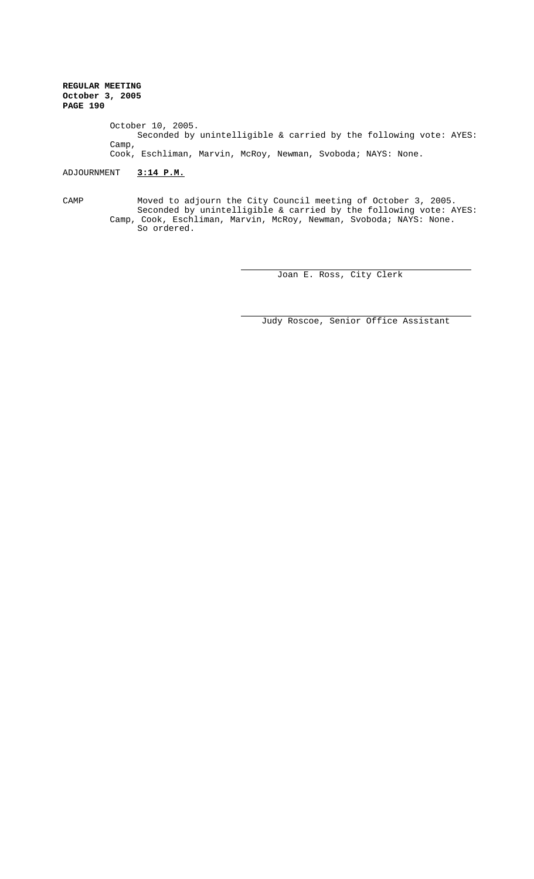October 10, 2005.
Seconded by unintelligible & carried by the following vote: AYES: Camp,
Cook, Eschliman, Marvin, McRoy, Newman, Svoboda; NAYS: None.

ADJOURNMENT **3:14 P.M.**

CAMP Moved to adjourn the City Council meeting of October 3, 2005.
Seconded by unintelligible & carried by the following vote: AYES: Camp, Cook, Eschliman, Marvin, McRoy, Newman, Svoboda; NAYS: None.
So ordered.

Joan E. Ross, City Clerk

Judy Roscoe, Senior Office Assistant